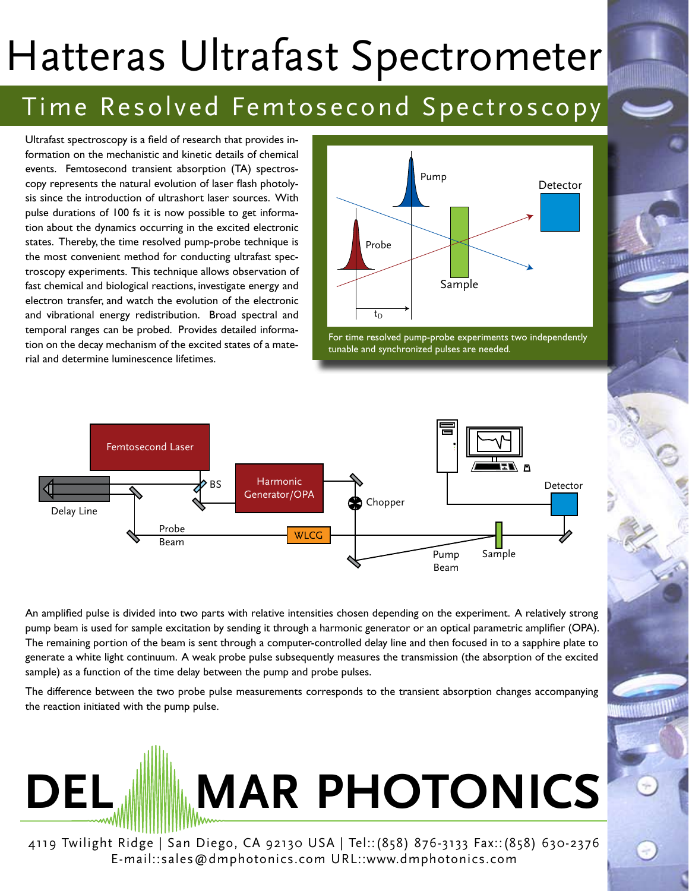# Hatteras Ultrafast Spectrometer

## Time Resolved Femtosecond Spectroscopy

Ultrafast spectroscopy is a field of research that provides information on the mechanistic and kinetic details of chemical events. Femtosecond transient absorption (TA) spectroscopy represents the natural evolution of laser flash photolysis since the introduction of ultrashort laser sources. With pulse durations of 100 fs it is now possible to get information about the dynamics occurring in the excited electronic states. Thereby, the time resolved pump-probe technique is the most convenient method for conducting ultrafast spectroscopy experiments. This technique allows observation of fast chemical and biological reactions, investigate energy and electron transfer, and watch the evolution of the electronic and vibrational energy redistribution. Broad spectral and temporal ranges can be probed. Provides detailed information on the decay mechanism of the excited states of a material and determine luminescence lifetimes.

For time resolved pump-probe experiments two independently tunable and synchronized pulses are needed.

An amplified pulse is divided into two parts with relative intensities chosen depending on the experiment. A relatively strong pump beam is used for sample excitation by sending it through a harmonic generator or an optical parametric amplifier (OPA). The remaining portion of the beam is sent through a computer-controlled delay line and then focused in to a sapphire plate to generate a white light continuum. A weak probe pulse subsequently measures the transmission (the absorption of the excited sample) as a function of the time delay between the pump and probe pulses.

The difference between the two probe pulse measurements corresponds to the transient absorption changes accompanying the reaction initiated with the pump pulse.

**DEL MAR PHOTONICS**

4119 Twilight Ridge | San Diego, CA 92130 USA | Tel::(858) 876-3133 Fax::(858) 630-2376
E-mail::sales@dmphotonics.com URL::www.dmphotonics.com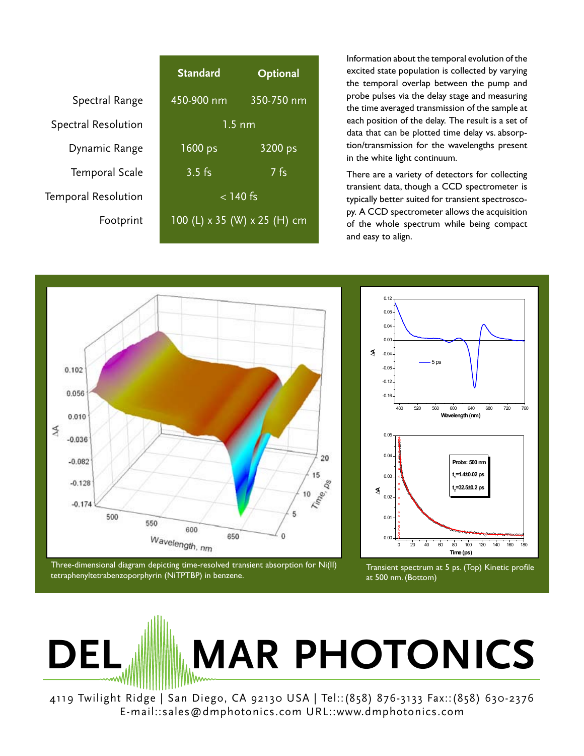| | Standard | Optional |
|---|---|---|
| Spectral Range | 450-900 nm | 350-750 nm |
| Spectral Resolution | 1.5 nm | |
| Dynamic Range | 1600 ps | 3200 ps |
| Temporal Scale | 3.5 fs | 7 fs |
| Temporal Resolution | < 140 fs | |
| Footprint | 100 (L) x 35 (W) x 25 (H) cm | |

Information about the temporal evolution of the excited state population is collected by varying the temporal overlap between the pump and probe pulses via the delay stage and measuring the time averaged transmission of the sample at each position of the delay. The result is a set of data that can be plotted time delay vs. absorption/transmission for the wavelengths present in the white light continuum.

There are a variety of detectors for collecting transient data, though a CCD spectrometer is typically better suited for transient spectroscopy. A CCD spectrometer allows the acquisition of the whole spectrum while being compact and easy to align.

0.102
0.056
0.010
-0.036
-0.082
-0.128
-0.174
ΔA
500
550
600
650
Wavelength, nm
0
5
10
15
20
Time, ps

Three-dimensional diagram depicting time-resolved transient absorption for Ni(II) tetraphenyltetrabenzoporphyrin (NiTPTBP) in benzene.

0.12
0.08
0.04
0.00
-0.04
-0.08
-0.12
-0.16
ΔA
5 ps
480 520 560 600 640 680 720 760
Wavelength (nm)

0.05
0.04
0.03
0.02
0.01
0.00
ΔA
Probe: 500 nm
$t_1$=1.4±0.02 ps
$t_2$=32.5±0.2 ps
0 20 40 60 80 100 120 140 160 180
Time (ps)

Transient spectrum at 5 ps. (Top) Kinetic profile at 500 nm. (Bottom)

# DEL MAR PHOTONICS

4119 Twilight Ridge | San Diego, CA 92130 USA | Tel::(858) 876-3133 Fax::(858) 630-2376
E-mail::sales@dmphotonics.com URL::www.dmphotonics.com